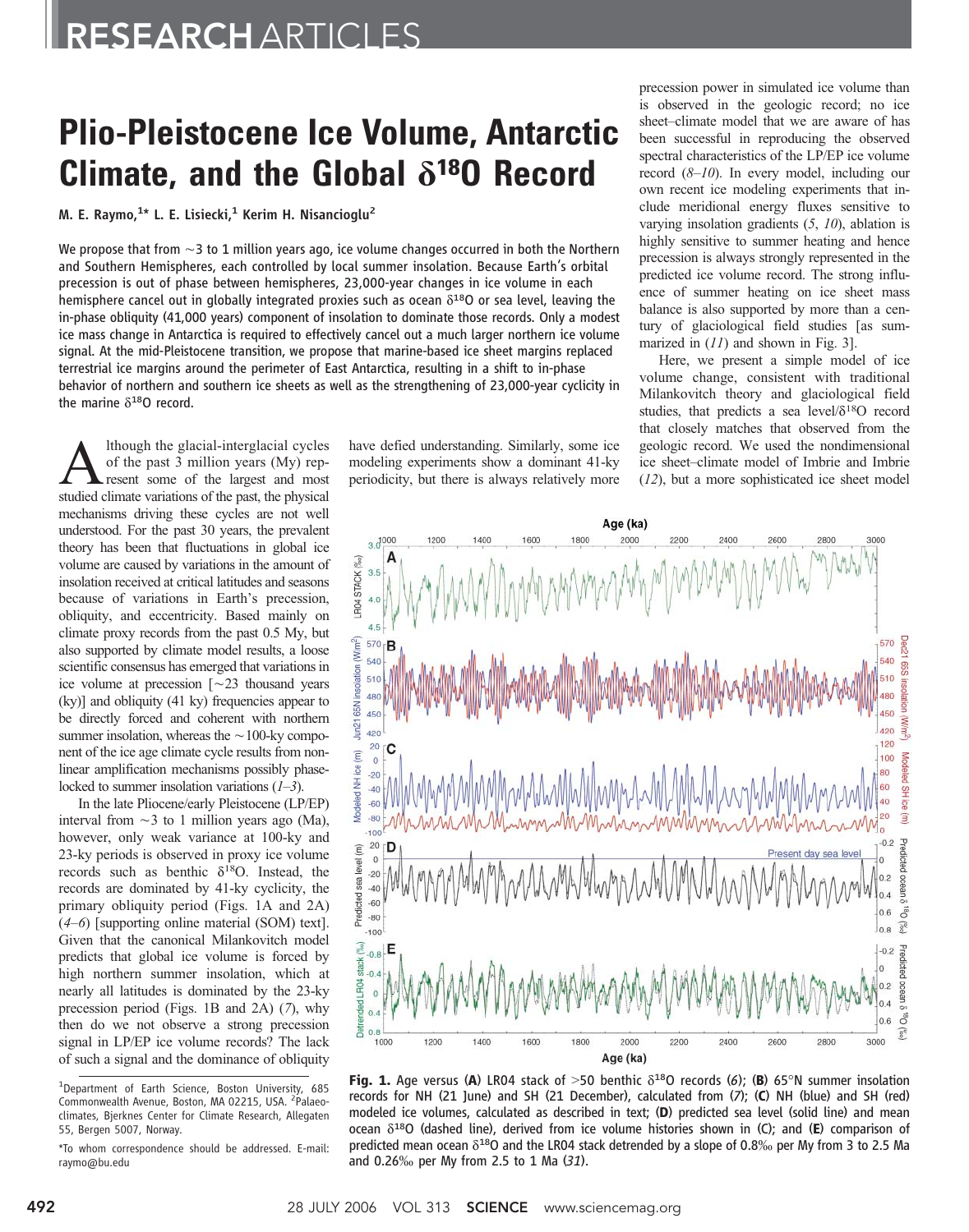# Plio-Pleistocene Ice Volume, Antarctic Climate, and the Global $\delta^{18}O$ Record

**M. E. Raymo,[1]* L. E. Lisiecki,[1] Kerim H. Nisancioglu[2]**

We propose that from ~3 to 1 million years ago, ice volume changes occurred in both the Northern and Southern Hemispheres, each controlled by local summer insolation. Because Earth's orbital precession is out of phase between hemispheres, 23,000-year changes in ice volume in each hemisphere cancel out in globally integrated proxies such as ocean $\delta^{18}O$ or sea level, leaving the in-phase obliquity (41,000 years) component of insolation to dominate those records. Only a modest ice mass change in Antarctica is required to effectively cancel out a much larger northern ice volume signal. At the mid-Pleistocene transition, we propose that marine-based ice sheet margins replaced terrestrial ice margins around the perimeter of East Antarctica, resulting in a shift to in-phase behavior of northern and southern ice sheets as well as the strengthening of 23,000-year cyclicity in the marine $\delta^{18}O$ record.

Although the glacial-interglacial cycles of the past 3 million years (My) represent some of the largest and most studied climate variations of the past, the physical mechanisms driving these cycles are not well understood. For the past 30 years, the prevalent theory has been that fluctuations in global ice volume are caused by variations in the amount of insolation received at critical latitudes and seasons because of variations in Earth's precession, obliquity, and eccentricity. Based mainly on climate proxy records from the past 0.5 My, but also supported by climate model results, a loose scientific consensus has emerged that variations in ice volume at precession [~23 thousand years (ky)] and obliquity (41 ky) frequencies appear to be directly forced and coherent with northern summer insolation, whereas the ~100-ky component of the ice age climate cycle results from nonlinear amplification mechanisms possibly phase-locked to summer insolation variations (*1*–*3*).

In the late Pliocene/early Pleistocene (LP/EP) interval from ~3 to 1 million years ago (Ma), however, only weak variance at 100-ky and 23-ky periods is observed in proxy ice volume records such as benthic $\delta^{18}O$. Instead, the records are dominated by 41-ky cyclicity, the primary obliquity period (Figs. 1A and 2A) (*4*–*6*) [supporting online material (SOM) text]. Given that the canonical Milankovitch model predicts that global ice volume is forced by high northern summer insolation, which at nearly all latitudes is dominated by the 23-ky precession period (Figs. 1B and 2A) (*7*), why then do we not observe a strong precession signal in LP/EP ice volume records? The lack of such a signal and the dominance of obliquity have defied understanding. Similarly, some ice modeling experiments show a dominant 41-ky periodicity, but there is always relatively more precession power in simulated ice volume than is observed in the geologic record; no ice sheet–climate model that we are aware of has been successful in reproducing the observed spectral characteristics of the LP/EP ice volume record (*8*–*10*). In every model, including our own recent ice modeling experiments that include meridional energy fluxes sensitive to varying insolation gradients (*5*, *10*), ablation is highly sensitive to summer heating and hence precession is always strongly represented in the predicted ice volume record. The strong influence of summer heating on ice sheet mass balance is also supported by more than a century of glaciological field studies [as summarized in (*11*) and shown in Fig. 3].

Here, we present a simple model of ice volume change, consistent with traditional Milankovitch theory and glaciological field studies, that predicts a sea level/$\delta^{18}O$ record that closely matches that observed from the geologic record. We used the nondimensional ice sheet–climate model of Imbrie and Imbrie (*12*), but a more sophisticated ice sheet model

**Fig. 1.** Age versus (**A**) LR04 stack of >50 benthic $\delta^{18}O$ records (*6*); (**B**) 65°N summer insolation records for NH (21 June) and SH (21 December), calculated from (*7*); (**C**) NH (blue) and SH (red) modeled ice volumes, calculated as described in text; (**D**) predicted sea level (solid line) and mean ocean $\delta^{18}O$ (dashed line), derived from ice volume histories shown in (C); and (**E**) comparison of predicted mean ocean $\delta^{18}O$ and the LR04 stack detrended by a slope of 0.8‰ per My from 3 to 2.5 Ma and 0.26‰ per My from 2.5 to 1 Ma (*31*).

[1]Department of Earth Science, Boston University, 685 Commonwealth Avenue, Boston, MA 02215, USA. [2]Palaeoclimates, Bjerknes Center for Climate Research, Allegaten 55, Bergen 5007, Norway.

*To whom correspondence should be addressed. E-mail: raymo@bu.edu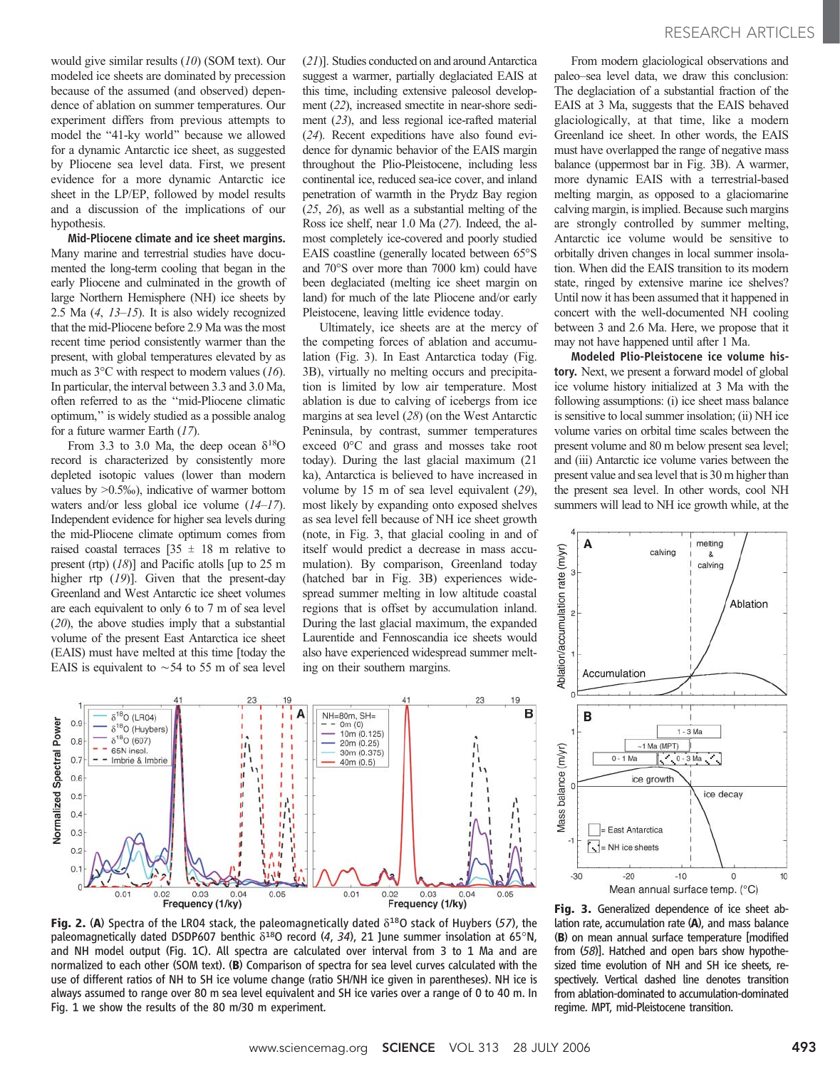would give similar results (10) (SOM text). Our modeled ice sheets are dominated by precession because of the assumed (and observed) dependence of ablation on summer temperatures. Our experiment differs from previous attempts to model the "41-ky world" because we allowed for a dynamic Antarctic ice sheet, as suggested by Pliocene sea level data. First, we present evidence for a more dynamic Antarctic ice sheet in the LP/EP, followed by model results and a discussion of the implications of our hypothesis.

**Mid-Pliocene climate and ice sheet margins.** Many marine and terrestrial studies have documented the long-term cooling that began in the early Pliocene and culminated in the growth of large Northern Hemisphere (NH) ice sheets by 2.5 Ma (4, 13–15). It is also widely recognized that the mid-Pliocene before 2.9 Ma was the most recent time period consistently warmer than the present, with global temperatures elevated by as much as 3°C with respect to modern values (16). In particular, the interval between 3.3 and 3.0 Ma, often referred to as the "mid-Pliocene climatic optimum," is widely studied as a possible analog for a future warmer Earth (17).

From 3.3 to 3.0 Ma, the deep ocean $\delta^{18}O$ record is characterized by consistently more depleted isotopic values (lower than modern values by >0.5‰), indicative of warmer bottom waters and/or less global ice volume (14–17). Independent evidence for higher sea levels during the mid-Pliocene climate optimum comes from raised coastal terraces [35 ± 18 m relative to present (rtp) (18)] and Pacific atolls [up to 25 m higher rtp (19)]. Given that the present-day Greenland and West Antarctic ice sheet volumes are each equivalent to only 6 to 7 m of sea level (20), the above studies imply that a substantial volume of the present East Antarctica ice sheet (EAIS) must have melted at this time [today the EAIS is equivalent to ~54 to 55 m of sea level (21)]. Studies conducted on and around Antarctica suggest a warmer, partially deglaciated EAIS at this time, including extensive paleosol development (22), increased smectite in near-shore sediment (23), and less regional ice-rafted material (24). Recent expeditions have also found evidence for dynamic behavior of the EAIS margin throughout the Plio-Pleistocene, including less continental ice, reduced sea-ice cover, and inland penetration of warmth in the Prydz Bay region (25, 26), as well as a substantial melting of the Ross ice shelf, near 1.0 Ma (27). Indeed, the almost completely ice-covered and poorly studied EAIS coastline (generally located between 65°S and 70°S over more than 7000 km) could have been deglaciated (melting ice sheet margin on land) for much of the late Pliocene and/or early Pleistocene, leaving little evidence today.

Ultimately, ice sheets are at the mercy of the competing forces of ablation and accumulation (Fig. 3). In East Antarctica today (Fig. 3B), virtually no melting occurs and precipitation is limited by low air temperature. Most ablation is due to calving of icebergs from ice margins at sea level (28) (on the West Antarctic Peninsula, by contrast, summer temperatures exceed 0°C and grass and mosses take root today). During the last glacial maximum (21 ka), Antarctica is believed to have increased in volume by 15 m of sea level equivalent (29), most likely by expanding onto exposed shelves as sea level fell because of NH ice sheet growth (note, in Fig. 3, that glacial cooling in and of itself would predict a decrease in mass accumulation). By comparison, Greenland today (hatched bar in Fig. 3B) experiences widespread summer melting in low altitude coastal regions that is offset by accumulation inland. During the last glacial maximum, the expanded Laurentide and Fennoscandia ice sheets would also have experienced widespread summer melting on their southern margins.

From modern glaciological observations and paleo–sea level data, we draw this conclusion: The deglaciation of a substantial fraction of the EAIS at 3 Ma, suggests that the EAIS behaved glaciologically, at that time, like a modern Greenland ice sheet. In other words, the EAIS must have overlapped the range of negative mass balance (uppermost bar in Fig. 3B). A warmer, more dynamic EAIS with a terrestrial-based melting margin, as opposed to a glaciomarine calving margin, is implied. Because such margins are strongly controlled by summer melting, Antarctic ice volume would be sensitive to orbitally driven changes in local summer insolation. When did the EAIS transition to its modern state, ringed by extensive marine ice shelves? Until now it has been assumed that it happened in concert with the well-documented NH cooling between 3 and 2.6 Ma. Here, we propose that it may not have happened until after 1 Ma.

**Modeled Plio-Pleistocene ice volume history.** Next, we present a forward model of global ice volume history initialized at 3 Ma with the following assumptions: (i) ice sheet mass balance is sensitive to local summer insolation; (ii) NH ice volume varies on orbital time scales between the present volume and 80 m below present sea level; and (iii) Antarctic ice volume varies between the present value and sea level that is 30 m higher than the present sea level. In other words, cool NH summers will lead to NH ice growth while, at the

**Fig. 2.** (**A**) Spectra of the LR04 stack, the paleomagnetically dated $\delta^{18}O$ stack of Huybers (57), the paleomagnetically dated DSDP607 benthic $\delta^{18}O$ record (4, 34), 21 June summer insolation at 65°N, and NH model output (Fig. 1C). All spectra are calculated over interval from 3 to 1 Ma and are normalized to each other (SOM text). (**B**) Comparison of spectra for sea level curves calculated with the use of different ratios of NH to SH ice volume change (ratio SH/NH ice given in parentheses). NH ice is always assumed to range over 80 m sea level equivalent and SH ice varies over a range of 0 to 40 m. In Fig. 1 we show the results of the 80 m/30 m experiment.

**Fig. 3.** Generalized dependence of ice sheet ablation rate, accumulation rate (**A**), and mass balance (**B**) on mean annual surface temperature [modified from (58)]. Hatched and open bars show hypothesized time evolution of NH and SH ice sheets, respectively. Vertical dashed line denotes transition from ablation-dominated to accumulation-dominated regime. MPT, mid-Pleistocene transition.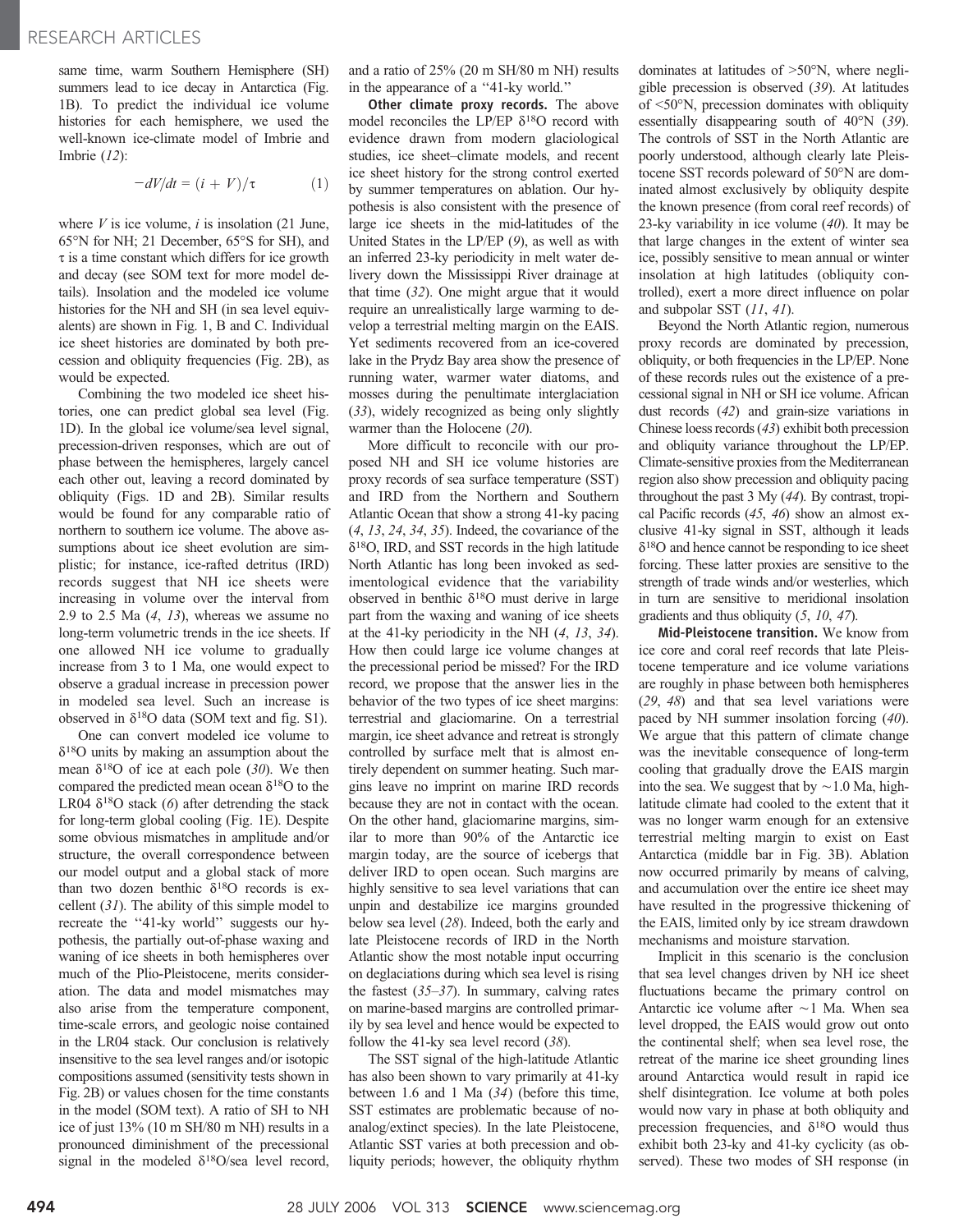same time, warm Southern Hemisphere (SH) summers lead to ice decay in Antarctica (Fig. 1B). To predict the individual ice volume histories for each hemisphere, we used the well-known ice-climate model of Imbrie and Imbrie (*12*):

$$-dV/dt = (i + V)/\tau \qquad (1)$$

where $V$ is ice volume, $i$ is insolation (21 June, 65°N for NH; 21 December, 65°S for SH), and $\tau$ is a time constant which differs for ice growth and decay (see SOM text for more model details). Insolation and the modeled ice volume histories for the NH and SH (in sea level equivalents) are shown in Fig. 1, B and C. Individual ice sheet histories are dominated by both precession and obliquity frequencies (Fig. 2B), as would be expected.

Combining the two modeled ice sheet histories, one can predict global sea level (Fig. 1D). In the global ice volume/sea level signal, precession-driven responses, which are out of phase between the hemispheres, largely cancel each other out, leaving a record dominated by obliquity (Figs. 1D and 2B). Similar results would be found for any comparable ratio of northern to southern ice volume. The above assumptions about ice sheet evolution are simplistic; for instance, ice-rafted detritus (IRD) records suggest that NH ice sheets were increasing in volume over the interval from 2.9 to 2.5 Ma (*4*, *13*), whereas we assume no long-term volumetric trends in the ice sheets. If one allowed NH ice volume to gradually increase from 3 to 1 Ma, one would expect to observe a gradual increase in precession power in modeled sea level. Such an increase is observed in $\delta^{18}O$ data (SOM text and fig. S1).

One can convert modeled ice volume to $\delta^{18}O$ units by making an assumption about the mean $\delta^{18}O$ of ice at each pole (*30*). We then compared the predicted mean ocean $\delta^{18}O$ to the LR04 $\delta^{18}O$ stack (*6*) after detrending the stack for long-term global cooling (Fig. 1E). Despite some obvious mismatches in amplitude and/or structure, the overall correspondence between our model output and a global stack of more than two dozen benthic $\delta^{18}O$ records is excellent (*31*). The ability of this simple model to recreate the "41-ky world" suggests our hypothesis, the partially out-of-phase waxing and waning of ice sheets in both hemispheres over much of the Plio-Pleistocene, merits consideration. The data and model mismatches may also arise from the temperature component, time-scale errors, and geologic noise contained in the LR04 stack. Our conclusion is relatively insensitive to the sea level ranges and/or isotopic compositions assumed (sensitivity tests shown in Fig. 2B) or values chosen for the time constants in the model (SOM text). A ratio of SH to NH ice of just 13% (10 m SH/80 m NH) results in a pronounced diminishment of the precessional signal in the modeled $\delta^{18}O$/sea level record, and a ratio of 25% (20 m SH/80 m NH) results in the appearance of a "41-ky world."

**Other climate proxy records.** The above model reconciles the LP/EP $\delta^{18}O$ record with evidence drawn from modern glaciological studies, ice sheet–climate models, and recent ice sheet history for the strong control exerted by summer temperatures on ablation. Our hypothesis is also consistent with the presence of large ice sheets in the mid-latitudes of the United States in the LP/EP (*9*), as well as with an inferred 23-ky periodicity in melt water delivery down the Mississippi River drainage at that time (*32*). One might argue that it would require an unrealistically large warming to develop a terrestrial melting margin on the EAIS. Yet sediments recovered from an ice-covered lake in the Prydz Bay area show the presence of running water, warmer water diatoms, and mosses during the penultimate interglaciation (*33*), widely recognized as being only slightly warmer than the Holocene (*20*).

More difficult to reconcile with our proposed NH and SH ice volume histories are proxy records of sea surface temperature (SST) and IRD from the Northern and Southern Atlantic Ocean that show a strong 41-ky pacing (*4*, *13*, *24*, *34*, *35*). Indeed, the covariance of the $\delta^{18}O$, IRD, and SST records in the high latitude North Atlantic has long been invoked as sedimentological evidence that the variability observed in benthic $\delta^{18}O$ must derive in large part from the waxing and waning of ice sheets at the 41-ky periodicity in the NH (*4*, *13*, *34*). How then could large ice volume changes at the precessional period be missed? For the IRD record, we propose that the answer lies in the behavior of the two types of ice sheet margins: terrestrial and glaciomarine. On a terrestrial margin, ice sheet advance and retreat is strongly controlled by surface melt that is almost entirely dependent on summer heating. Such margins leave no imprint on marine IRD records because they are not in contact with the ocean. On the other hand, glaciomarine margins, similar to more than 90% of the Antarctic ice margin today, are the source of icebergs that deliver IRD to open ocean. Such margins are highly sensitive to sea level variations that can unpin and destabilize ice margins grounded below sea level (*28*). Indeed, both the early and late Pleistocene records of IRD in the North Atlantic show the most notable input occurring on deglaciations during which sea level is rising the fastest (*35*–*37*). In summary, calving rates on marine-based margins are controlled primarily by sea level and hence would be expected to follow the 41-ky sea level record (*38*).

The SST signal of the high-latitude Atlantic has also been shown to vary primarily at 41-ky between 1.6 and 1 Ma (*34*) (before this time, SST estimates are problematic because of no-analog/extinct species). In the late Pleistocene, Atlantic SST varies at both precession and obliquity periods; however, the obliquity rhythm dominates at latitudes of >50°N, where negligible precession is observed (*39*). At latitudes of <50°N, precession dominates with obliquity essentially disappearing south of 40°N (*39*). The controls of SST in the North Atlantic are poorly understood, although clearly late Pleistocene SST records poleward of 50°N are dominated almost exclusively by obliquity despite the known presence (from coral reef records) of 23-ky variability in ice volume (*40*). It may be that large changes in the extent of winter sea ice, possibly sensitive to mean annual or winter insolation at high latitudes (obliquity controlled), exert a more direct influence on polar and subpolar SST (*11*, *41*).

Beyond the North Atlantic region, numerous proxy records are dominated by precession, obliquity, or both frequencies in the LP/EP. None of these records rules out the existence of a precessional signal in NH or SH ice volume. African dust records (*42*) and grain-size variations in Chinese loess records (*43*) exhibit both precession and obliquity variance throughout the LP/EP. Climate-sensitive proxies from the Mediterranean region also show precession and obliquity pacing throughout the past 3 My (*44*). By contrast, tropical Pacific records (*45*, *46*) show an almost exclusive 41-ky signal in SST, although it leads $\delta^{18}O$ and hence cannot be responding to ice sheet forcing. These latter proxies are sensitive to the strength of trade winds and/or westerlies, which in turn are sensitive to meridional insolation gradients and thus obliquity (*5*, *10*, *47*).

**Mid-Pleistocene transition.** We know from ice core and coral reef records that late Pleistocene temperature and ice volume variations are roughly in phase between both hemispheres (*29*, *48*) and that sea level variations were paced by NH summer insolation forcing (*40*). We argue that this pattern of climate change was the inevitable consequence of long-term cooling that gradually drove the EAIS margin into the sea. We suggest that by ~1.0 Ma, high-latitude climate had cooled to the extent that it was no longer warm enough for an extensive terrestrial melting margin to exist on East Antarctica (middle bar in Fig. 3B). Ablation now occurred primarily by means of calving, and accumulation over the entire ice sheet may have resulted in the progressive thickening of the EAIS, limited only by ice stream drawdown mechanisms and moisture starvation.

Implicit in this scenario is the conclusion that sea level changes driven by NH ice sheet fluctuations became the primary control on Antarctic ice volume after ~1 Ma. When sea level dropped, the EAIS would grow out onto the continental shelf; when sea level rose, the retreat of the marine ice sheet grounding lines around Antarctica would result in rapid ice shelf disintegration. Ice volume at both poles would now vary in phase at both obliquity and precession frequencies, and $\delta^{18}O$ would thus exhibit both 23-ky and 41-ky cyclicity (as observed). These two modes of SH response (in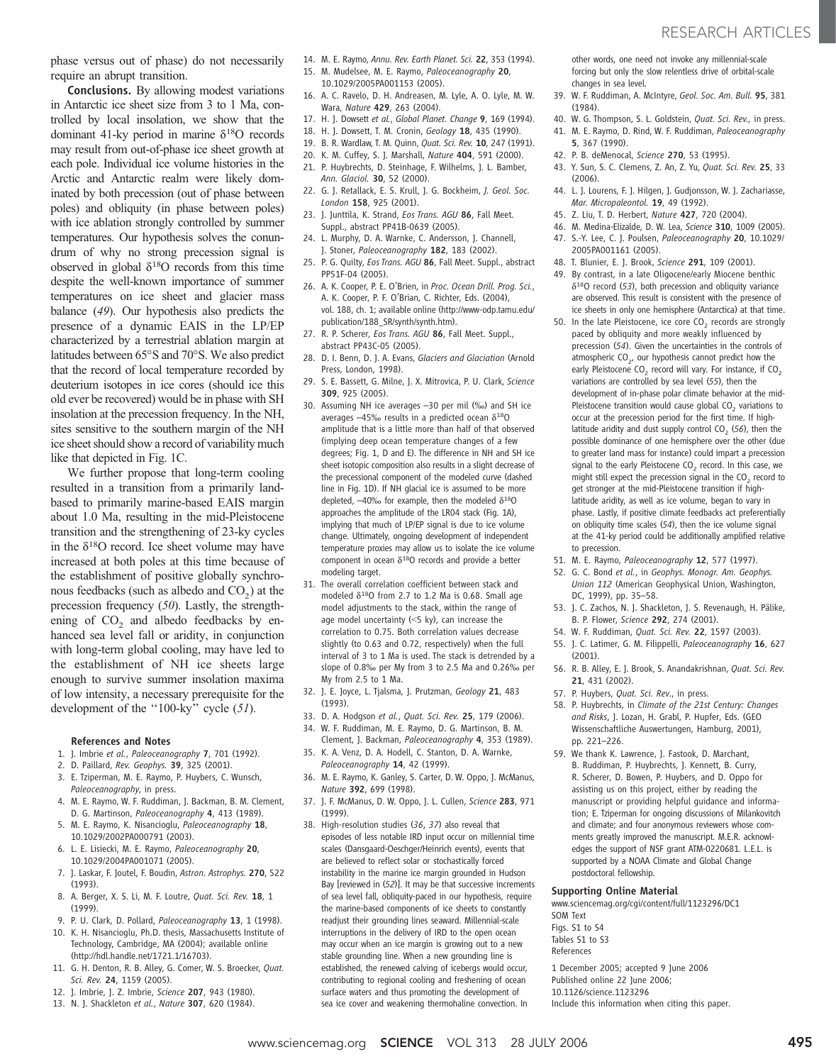phase versus out of phase) do not necessarily require an abrupt transition.

**Conclusions.** By allowing modest variations in Antarctic ice sheet size from 3 to 1 Ma, controlled by local insolation, we show that the dominant 41-ky period in marine $\delta^{18}O$ records may result from out-of-phase ice sheet growth at each pole. Individual ice volume histories in the Arctic and Antarctic realm were likely dominated by both precession (out of phase between poles) and obliquity (in phase between poles) with ice ablation strongly controlled by summer temperatures. Our hypothesis solves the conundrum of why no strong precession signal is observed in global $\delta^{18}O$ records from this time despite the well-known importance of summer temperatures on ice sheet and glacier mass balance (*49*). Our hypothesis also predicts the presence of a dynamic EAIS in the LP/EP characterized by a terrestrial ablation margin at latitudes between 65°S and 70°S. We also predict that the record of local temperature recorded by deuterium isotopes in ice cores (should ice this old ever be recovered) would be in phase with SH insolation at the precession frequency. In the NH, sites sensitive to the southern margin of the NH ice sheet should show a record of variability much like that depicted in Fig. 1C.

We further propose that long-term cooling resulted in a transition from a primarily land-based to primarily marine-based EAIS margin about 1.0 Ma, resulting in the mid-Pleistocene transition and the strengthening of 23-ky cycles in the $\delta^{18}O$ record. Ice sheet volume may have increased at both poles at this time because of the establishment of positive globally synchronous feedbacks (such as albedo and $CO_2$) at the precession frequency (*50*). Lastly, the strengthening of $CO_2$ and albedo feedbacks by enhanced sea level fall or aridity, in conjunction with long-term global cooling, may have led to the establishment of NH ice sheets large enough to survive summer insolation maxima of low intensity, a necessary prerequisite for the development of the ''100-ky'' cycle (*51*).

#### References and Notes

1. J. Imbrie *et al.*, *Paleoceanography* **7**, 701 (1992).
2. D. Paillard, *Rev. Geophys.* **39**, 325 (2001).
3. E. Tziperman, M. E. Raymo, P. Huybers, C. Wunsch, *Paleoceanography*, in press.
4. M. E. Raymo, W. F. Ruddiman, J. Backman, B. M. Clement, D. G. Martinson, *Paleoceanography* **4**, 413 (1989).
5. M. E. Raymo, K. Nisancioglu, *Paleoceanography* **18**, 10.1029/2002PA000791 (2003).
6. L. E. Lisiecki, M. E. Raymo, *Paleoceanography* **20**, 10.1029/2004PA001071 (2005).
7. J. Laskar, F. Joutel, F. Boudin, *Astron. Astrophys.* **270**, 522 (1993).
8. A. Berger, X. S. Li, M. F. Loutre, *Quat. Sci. Rev.* **18**, 1 (1999).
9. P. U. Clark, D. Pollard, *Paleoceanography* **13**, 1 (1998).
10. K. H. Nisancioglu, Ph.D. thesis, Massachusetts Institute of Technology, Cambridge, MA (2004); available online (http://hdl.handle.net/1721.1/16703).
11. G. H. Denton, R. B. Alley, G. Comer, W. S. Broecker, *Quat. Sci. Rev.* **24**, 1159 (2005).
12. J. Imbrie, J. Z. Imbrie, *Science* **207**, 943 (1980).
13. N. J. Shackleton *et al.*, *Nature* **307**, 620 (1984).
14. M. E. Raymo, *Annu. Rev. Earth Planet. Sci.* **22**, 353 (1994).
15. M. Mudelsee, M. E. Raymo, *Paleoceanography* **20**, 10.1029/2005PA001153 (2005).
16. A. C. Ravelo, D. H. Andreasen, M. Lyle, A. O. Lyle, M. W. Wara, *Nature* **429**, 263 (2004).
17. H. J. Dowsett *et al.*, *Global Planet. Change* **9**, 169 (1994).
18. H. J. Dowsett, T. M. Cronin, *Geology* **18**, 435 (1990).
19. B. R. Wardlaw, T. M. Quinn, *Quat. Sci. Rev.* **10**, 247 (1991).
20. K. M. Cuffey, S. J. Marshall, *Nature* **404**, 591 (2000).
21. P. Huybrechts, D. Steinhage, F. Wilhelms, J. L. Bamber, *Ann. Glaciol.* **30**, 52 (2000).
22. G. J. Retallack, E. S. Krull, J. G. Bockheim, *J. Geol. Soc. London* **158**, 925 (2001).
23. J. Junttila, K. Strand, *Eos Trans. AGU* **86**, Fall Meet. Suppl., abstract PP41B-0639 (2005).
24. L. Murphy, D. A. Warnke, C. Andersson, J. Channell, J. Stoner, *Paleoceanography* **182**, 183 (2002).
25. P. G. Quilty, *Eos Trans. AGU* **86**, Fall Meet. Suppl., abstract PP51F-04 (2005).
26. A. K. Cooper, P. E. O'Brien, in *Proc. Ocean Drill. Prog. Sci.*, A. K. Cooper, P. F. O'Brian, C. Richter, Eds. (2004), vol. 188, ch. 1; available online (http://www-odp.tamu.edu/publication/188_SR/synth/synth.htm).
27. R. P. Scherer, *Eos Trans. AGU* **86**, Fall Meet. Suppl., abstract PP43C-05 (2005).
28. D. I. Benn, D. J. A. Evans, *Glaciers and Glaciation* (Arnold Press, London, 1998).
29. S. E. Bassett, G. Milne, J. X. Mitrovica, P. U. Clark, *Science* **309**, 925 (2005).
30. Assuming NH ice averages −30 per mil (‰) and SH ice averages −45‰ results in a predicted ocean $\delta^{18}O$ amplitude that is a little more than half of that observed (implying deep ocean temperature changes of a few degrees; Fig. 1, D and E). The difference in NH and SH ice sheet isotopic composition also results in a slight decrease of the precessional component of the modeled curve (dashed line in Fig. 1D). If NH glacial ice is assumed to be more depleted, −40‰ for example, then the modeled $\delta^{18}O$ approaches the amplitude of the LR04 stack (Fig. 1A), implying that much of LP/EP signal is due to ice volume change. Ultimately, ongoing development of independent temperature proxies may allow us to isolate the ice volume component in ocean $\delta^{18}O$ records and provide a better modeling target.
31. The overall correlation coefficient between stack and modeled $\delta^{18}O$ from 2.7 to 1.2 Ma is 0.68. Small age model adjustments to the stack, within the range of age model uncertainty (<5 ky), can increase the correlation to 0.75. Both correlation values decrease slightly (to 0.63 and 0.72, respectively) when the full interval of 3 to 1 Ma is used. The stack is detrended by a slope of 0.8‰ per My from 3 to 2.5 Ma and 0.26‰ per My from 2.5 to 1 Ma.
32. J. E. Joyce, L. Tjalsma, J. Prutzman, *Geology* **21**, 483 (1993).
33. D. A. Hodgson *et al.*, *Quat. Sci. Rev.* **25**, 179 (2006).
34. W. F. Ruddiman, M. E. Raymo, D. G. Martinson, B. M. Clement, J. Backman, *Paleoceanography* **4**, 353 (1989).
35. K. A. Venz, D. A. Hodell, C. Stanton, D. A. Warnke, *Paleoceanography* **14**, 42 (1999).
36. M. E. Raymo, K. Ganley, S. Carter, D. W. Oppo, J. McManus, *Nature* **392**, 699 (1998).
37. J. F. McManus, D. W. Oppo, J. L. Cullen, *Science* **283**, 971 (1999).
38. High-resolution studies (*36*, *37*) also reveal that episodes of less notable IRD input occur on millennial time scales (Dansgaard-Oeschger/Heinrich events), events that are believed to reflect solar or stochastically forced instability in the marine ice margin grounded in Hudson Bay [reviewed in (*52*)]. It may be that successive increments of sea level fall, obliquity-paced in our hypothesis, require the marine-based components of ice sheets to constantly readjust their grounding lines seaward. Millennial-scale interruptions in the delivery of IRD to the open ocean may occur when an ice margin is growing out to a new stable grounding line. When a new grounding line is established, the renewed calving of icebergs would occur, contributing to regional cooling and freshening of ocean surface waters and thus promoting the development of sea ice cover and weakening thermohaline convection. In other words, one need not invoke any millennial-scale forcing but only the slow relentless drive of orbital-scale changes in sea level.
39. W. F. Ruddiman, A. McIntyre, *Geol. Soc. Am. Bull.* **95**, 381 (1984).
40. W. G. Thompson, S. L. Goldstein, *Quat. Sci. Rev.*, in press.
41. M. E. Raymo, D. Rind, W. F. Ruddiman, *Paleoceanography* **5**, 367 (1990).
42. P. B. deMenocal, *Science* **270**, 53 (1995).
43. Y. Sun, S. C. Clemens, Z. An, Z. Yu, *Quat. Sci. Rev.* **25**, 33 (2006).
44. L. J. Lourens, F. J. Hilgen, J. Gudjonsson, W. J. Zachariasse, *Mar. Micropaleontol.* **19**, 49 (1992).
45. Z. Liu, T. D. Herbert, *Nature* **427**, 720 (2004).
46. M. Medina-Elizalde, D. W. Lea, *Science* **310**, 1009 (2005).
47. S.-Y. Lee, C. J. Poulsen, *Paleoceanography* **20**, 10.1029/2005PA001161 (2005).
48. T. Blunier, E. J. Brook, *Science* **291**, 109 (2001).
49. By contrast, in a late Oligocene/early Miocene benthic $\delta^{18}O$ record (*53*), both precession and obliquity variance are observed. This result is consistent with the presence of ice sheets in only one hemisphere (Antarctica) at that time.
50. In the late Pleistocene, ice core $CO_2$ records are strongly paced by obliquity and more weakly influenced by precession (*54*). Given the uncertainties in the controls of atmospheric $CO_2$, our hypothesis cannot predict how the early Pleistocene $CO_2$ record will vary. For instance, if $CO_2$ variations are controlled by sea level (*55*), then the development of in-phase polar climate behavior at the mid-Pleistocene transition would cause global $CO_2$ variations to occur at the precession period for the first time. If high-latitude aridity and dust supply control $CO_2$ (*56*), then the possible dominance of one hemisphere over the other (due to greater land mass for instance) could impart a precession signal to the early Pleistocene $CO_2$ record. In this case, we might still expect the precession signal in the $CO_2$ record to get stronger at the mid-Pleistocene transition if high-latitude aridity, as well as ice volume, began to vary in phase. Lastly, if positive climate feedbacks act preferentially on obliquity time scales (*54*), then the ice volume signal at the 41-ky period could be additionally amplified relative to precession.
51. M. E. Raymo, *Paleoceanography* **12**, 577 (1997).
52. G. C. Bond *et al.*, in *Geophys. Monogr. Am. Geophys. Union 112* (American Geophysical Union, Washington, DC, 1999), pp. 35–58.
53. J. C. Zachos, N. J. Shackleton, J. S. Revenaugh, H. Pälike, B. P. Flower, *Science* **292**, 274 (2001).
54. W. F. Ruddiman, *Quat. Sci. Rev.* **22**, 1597 (2003).
55. J. C. Latimer, G. M. Filippelli, *Paleoceanography* **16**, 627 (2001).
56. R. B. Alley, E. J. Brook, S. Anandakrishnan, *Quat. Sci. Rev.* **21**, 431 (2002).
57. P. Huybers, *Quat. Sci. Rev.*, in press.
58. P. Huybrechts, in *Climate of the 21st Century: Changes and Risks*, J. Lozan, H. Grabl, P. Hupfer, Eds. (GEO Wissenschaftliche Auswertungen, Hamburg, 2001), pp. 221–226.
59. We thank K. Lawrence, J. Fastook, D. Marchant, B. Ruddiman, P. Huybrechts, J. Kennett, B. Curry, R. Scherer, D. Bowen, P. Huybers, and D. Oppo for assisting us on this project, either by reading the manuscript or providing helpful guidance and information; E. Tziperman for ongoing discussions of Milankovitch and climate; and four anonymous reviewers whose comments greatly improved the manuscript. M.E.R. acknowledges the support of NSF grant ATM-0220681. L.E.L. is supported by a NOAA Climate and Global Change postdoctoral fellowship.

#### Supporting Online Material

www.sciencemag.org/cgi/content/full/1123296/DC1
SOM Text
Figs. S1 to S4
Tables S1 to S3
References

1 December 2005; accepted 9 June 2006
Published online 22 June 2006;
10.1126/science.1123296
Include this information when citing this paper.